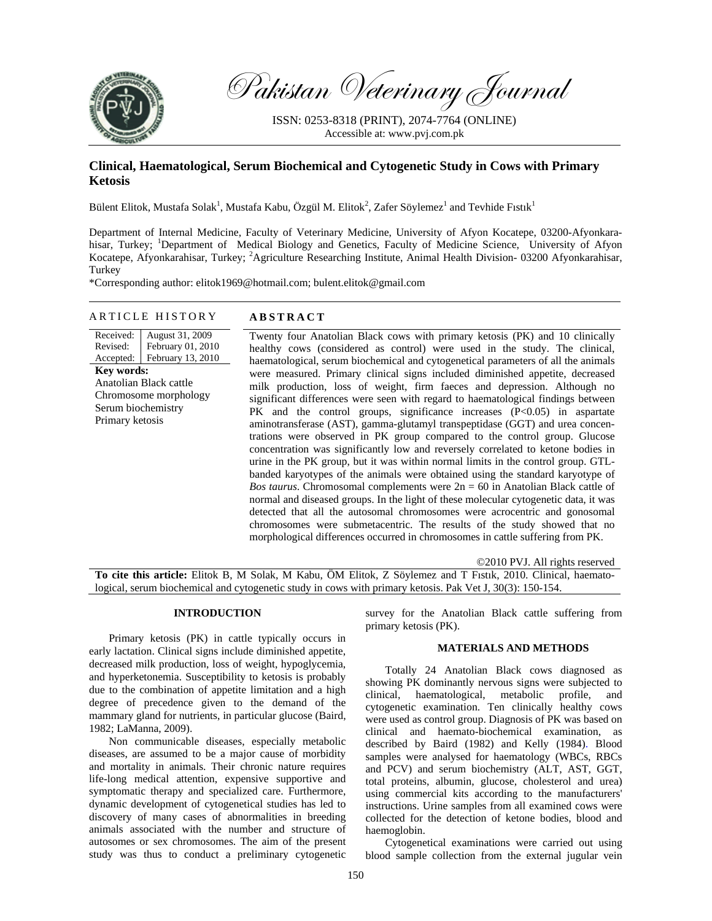Pakistan Veterinary Journal

ISSN: 0253-8318 (PRINT), 2074-7764 (ONLINE)
Accessible at: www.pvj.com.pk

# Clinical, Haematological, Serum Biochemical and Cytogenetic Study in Cows with Primary Ketosis

Bülent Elitok, Mustafa Solak[1], Mustafa Kabu, Özgül M. Elitok[2], Zafer Söylemez[1] and Tevhide Fıstık[1]

Department of Internal Medicine, Faculty of Veterinary Medicine, University of Afyon Kocatepe, 03200-Afyonkarahisar, Turkey; [1]Department of Medical Biology and Genetics, Faculty of Medicine Science, University of Afyon Kocatepe, Afyonkarahisar, Turkey; [2]Agriculture Researching Institute, Animal Health Division- 03200 Afyonkarahisar, Turkey

*Corresponding author: elitok1969@hotmail.com; bulent.elitok@gmail.com

## ARTICLE HISTORY

| | |
|---|---|
| Received: | August 31, 2009 |
| Revised: | February 01, 2010 |
| Accepted: | February 13, 2010 |

**Key words:**
Anatolian Black cattle
Chromosome morphology
Serum biochemistry
Primary ketosis

## ABSTRACT

Twenty four Anatolian Black cows with primary ketosis (PK) and 10 clinically healthy cows (considered as control) were used in the study. The clinical, haematological, serum biochemical and cytogenetical parameters of all the animals were measured. Primary clinical signs included diminished appetite, decreased milk production, loss of weight, firm faeces and depression. Although no significant differences were seen with regard to haematological findings between PK and the control groups, significance increases ($P<0.05$) in aspartate aminotransferase (AST), gamma-glutamyl transpeptidase (GGT) and urea concentrations were observed in PK group compared to the control group. Glucose concentration was significantly low and reversely correlated to ketone bodies in urine in the PK group, but it was within normal limits in the control group. GTL-banded karyotypes of the animals were obtained using the standard karyotype of *Bos taurus*. Chromosomal complements were $2n = 60$ in Anatolian Black cattle of normal and diseased groups. In the light of these molecular cytogenetic data, it was detected that all the autosomal chromosomes were acrocentric and gonosomal chromosomes were submetacentric. The results of the study showed that no morphological differences occurred in chromosomes in cattle suffering from PK.

©2010 PVJ. All rights reserved

**To cite this article:** Elitok B, M Solak, M Kabu, ÖM Elitok, Z Söylemez and T Fıstık, 2010. Clinical, haematological, serum biochemical and cytogenetic study in cows with primary ketosis. Pak Vet J, 30(3): 150-154.

## INTRODUCTION

Primary ketosis (PK) in cattle typically occurs in early lactation. Clinical signs include diminished appetite, decreased milk production, loss of weight, hypoglycemia, and hyperketonemia. Susceptibility to ketosis is probably due to the combination of appetite limitation and a high degree of precedence given to the demand of the mammary gland for nutrients, in particular glucose (Baird, 1982; LaManna, 2009).

Non communicable diseases, especially metabolic diseases, are assumed to be a major cause of morbidity and mortality in animals. Their chronic nature requires life-long medical attention, expensive supportive and symptomatic therapy and specialized care. Furthermore, dynamic development of cytogenetical studies has led to discovery of many cases of abnormalities in breeding animals associated with the number and structure of autosomes or sex chromosomes. The aim of the present study was thus to conduct a preliminary cytogenetic survey for the Anatolian Black cattle suffering from primary ketosis (PK).

## MATERIALS AND METHODS

Totally 24 Anatolian Black cows diagnosed as showing PK dominantly nervous signs were subjected to clinical, haematological, metabolic profile, and cytogenetic examination. Ten clinically healthy cows were used as control group. Diagnosis of PK was based on clinical and haemato-biochemical examination, as described by Baird (1982) and Kelly (1984). Blood samples were analysed for haematology (WBCs, RBCs and PCV) and serum biochemistry (ALT, AST, GGT, total proteins, albumin, glucose, cholesterol and urea) using commercial kits according to the manufacturers' instructions. Urine samples from all examined cows were collected for the detection of ketone bodies, blood and haemoglobin.

Cytogenetical examinations were carried out using blood sample collection from the external jugular vein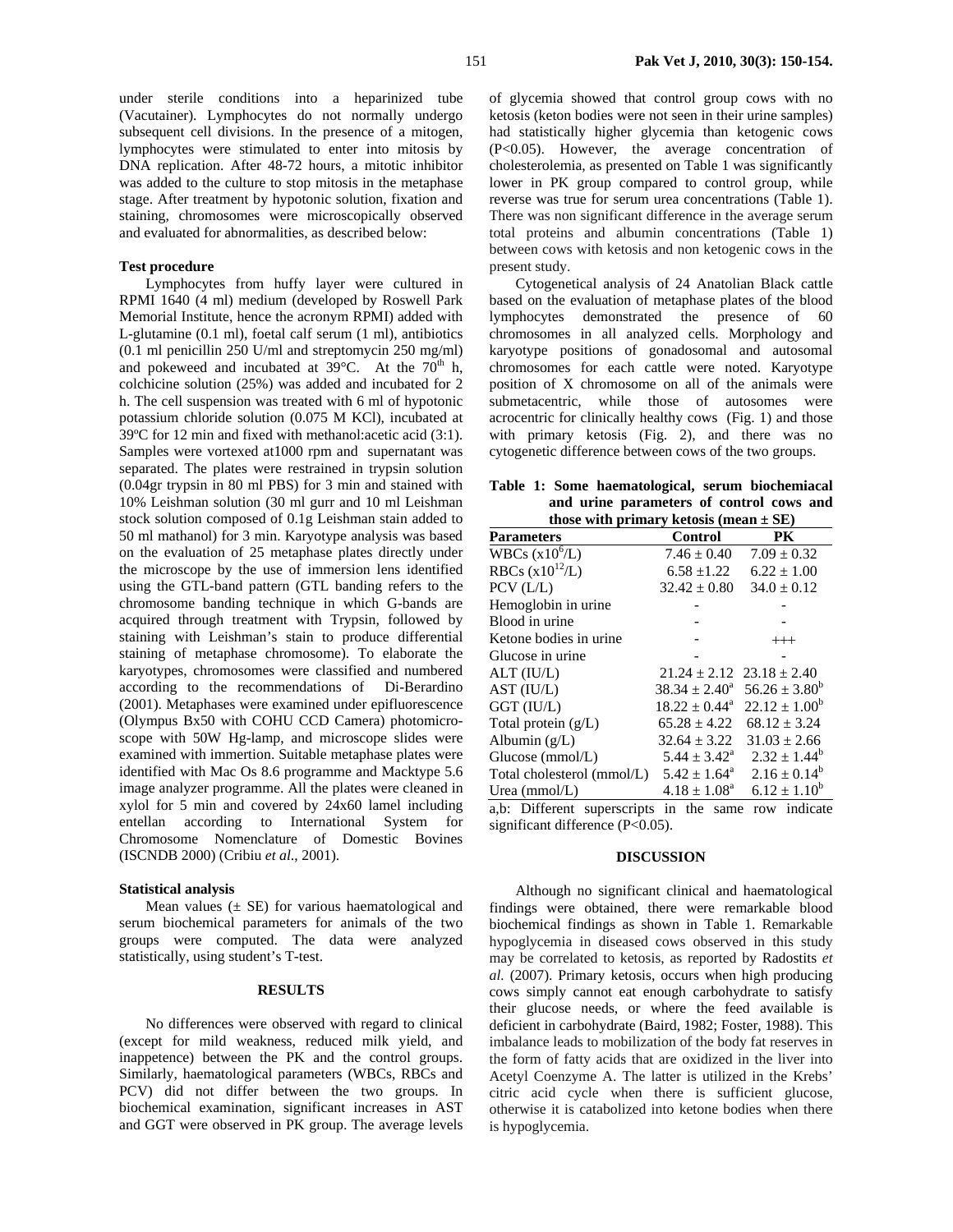under sterile conditions into a heparinized tube (Vacutainer). Lymphocytes do not normally undergo subsequent cell divisions. In the presence of a mitogen, lymphocytes were stimulated to enter into mitosis by DNA replication. After 48-72 hours, a mitotic inhibitor was added to the culture to stop mitosis in the metaphase stage. After treatment by hypotonic solution, fixation and staining, chromosomes were microscopically observed and evaluated for abnormalities, as described below:

### Test procedure

Lymphocytes from huffy layer were cultured in RPMI 1640 (4 ml) medium (developed by Roswell Park Memorial Institute, hence the acronym RPMI) added with L-glutamine (0.1 ml), foetal calf serum (1 ml), antibiotics (0.1 ml penicillin 250 U/ml and streptomycin 250 mg/ml) and pokeweed and incubated at 39°C. At the 70$^{th}$ h, colchicine solution (25%) was added and incubated for 2 h. The cell suspension was treated with 6 ml of hypotonic potassium chloride solution (0.075 M KCl), incubated at 39ºC for 12 min and fixed with methanol:acetic acid (3:1). Samples were vortexed at1000 rpm and supernatant was separated. The plates were restrained in trypsin solution (0.04gr trypsin in 80 ml PBS) for 3 min and stained with 10% Leishman solution (30 ml gurr and 10 ml Leishman stock solution composed of 0.1g Leishman stain added to 50 ml mathanol) for 3 min. Karyotype analysis was based on the evaluation of 25 metaphase plates directly under the microscope by the use of immersion lens identified using the GTL-band pattern (GTL banding refers to the chromosome banding technique in which G-bands are acquired through treatment with Trypsin, followed by staining with Leishman's stain to produce differential staining of metaphase chromosome). To elaborate the karyotypes, chromosomes were classified and numbered according to the recommendations of Di-Berardino (2001). Metaphases were examined under epifluorescence (Olympus Bx50 with COHU CCD Camera) photomicroscope with 50W Hg-lamp, and microscope slides were examined with immertion. Suitable metaphase plates were identified with Mac Os 8.6 programme and Macktype 5.6 image analyzer programme. All the plates were cleaned in xylol for 5 min and covered by 24x60 lamel including entellan according to International System for Chromosome Nomenclature of Domestic Bovines (ISCNDB 2000) (Cribiu *et al*., 2001).

### Statistical analysis

Mean values (± SE) for various haematological and serum biochemical parameters for animals of the two groups were computed. The data were analyzed statistically, using student's T-test.

## RESULTS

No differences were observed with regard to clinical (except for mild weakness, reduced milk yield, and inappetence) between the PK and the control groups. Similarly, haematological parameters (WBCs, RBCs and PCV) did not differ between the two groups. In biochemical examination, significant increases in AST and GGT were observed in PK group. The average levels of glycemia showed that control group cows with no ketosis (keton bodies were not seen in their urine samples) had statistically higher glycemia than ketogenic cows ($P<0.05$). However, the average concentration of cholesterolemia, as presented on Table 1 was significantly lower in PK group compared to control group, while reverse was true for serum urea concentrations (Table 1). There was non significant difference in the average serum total proteins and albumin concentrations (Table 1) between cows with ketosis and non ketogenic cows in the present study.

Cytogenetical analysis of 24 Anatolian Black cattle based on the evaluation of metaphase plates of the blood lymphocytes demonstrated the presence of 60 chromosomes in all analyzed cells. Morphology and karyotype positions of gonadosomal and autosomal chromosomes for each cattle were noted. Karyotype position of X chromosome on all of the animals were submetacentric, while those of autosomes were acrocentric for clinically healthy cows (Fig. 1) and those with primary ketosis (Fig. 2), and there was no cytogenetic difference between cows of the two groups.

**Table 1: Some haematological, serum biochemiacal and urine parameters of control cows and those with primary ketosis (mean ± SE)**

| Parameters | Control | PK |
|---|---|---|
| WBCs ($x10^6$/L) | 7.46 ± 0.40 | 7.09 ± 0.32 |
| RBCs ($x10^{12}$/L) | 6.58 ±1.22 | 6.22 ± 1.00 |
| PCV (L/L) | 32.42 ± 0.80 | 34.0 ± 0.12 |
| Hemoglobin in urine | - | - |
| Blood in urine | - | - |
| Ketone bodies in urine | - | +++ |
| Glucose in urine | - | - |
| ALT (IU/L) | 21.24 ± 2.12 | 23.18 ± 2.40 |
| AST (IU/L) | 38.34 ± 2.40$^a$ | 56.26 ± 3.80$^b$ |
| GGT (IU/L) | 18.22 ± 0.44$^a$ | 22.12 ± 1.00$^b$ |
| Total protein (g/L) | 65.28 ± 4.22 | 68.12 ± 3.24 |
| Albumin (g/L) | 32.64 ± 3.22 | 31.03 ± 2.66 |
| Glucose (mmol/L) | 5.44 ± 3.42$^a$ | 2.32 ± 1.44$^b$ |
| Total cholesterol (mmol/L) | 5.42 ± 1.64$^a$ | 2.16 ± 0.14$^b$ |
| Urea (mmol/L) | 4.18 ± 1.08$^a$ | 6.12 ± 1.10$^b$ |

a,b: Different superscripts in the same row indicate significant difference ($P<0.05$).

## DISCUSSION

Although no significant clinical and haematological findings were obtained, there were remarkable blood biochemical findings as shown in Table 1. Remarkable hypoglycemia in diseased cows observed in this study may be correlated to ketosis, as reported by Radostits *et al.* (2007). Primary ketosis, occurs when high producing cows simply cannot eat enough carbohydrate to satisfy their glucose needs, or where the feed available is deficient in carbohydrate (Baird, 1982; Foster, 1988). This imbalance leads to mobilization of the body fat reserves in the form of fatty acids that are oxidized in the liver into Acetyl Coenzyme A. The latter is utilized in the Krebs' citric acid cycle when there is sufficient glucose, otherwise it is catabolized into ketone bodies when there is hypoglycemia.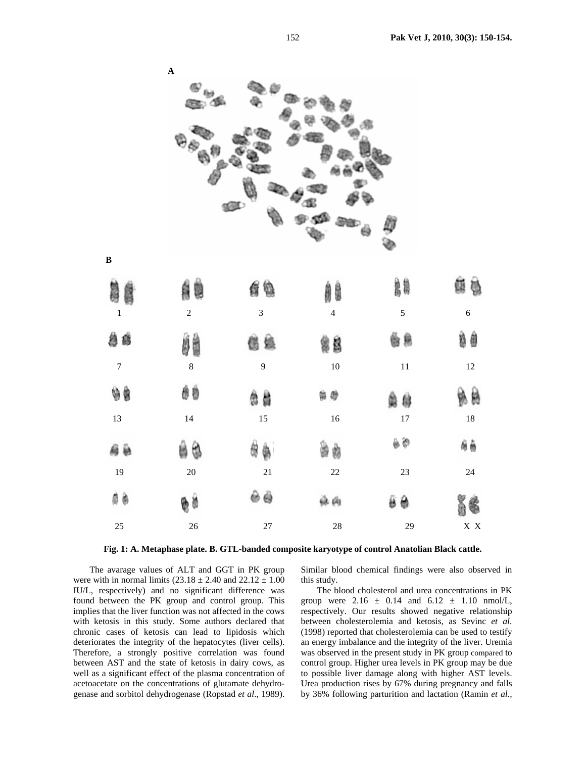**Fig. 1: A. Metaphase plate. B. GTL-banded composite karyotype of control Anatolian Black cattle.**

The avarage values of ALT and GGT in PK group were with in normal limits (23.18 ± 2.40 and 22.12 ± 1.00 IU/L, respectively) and no significant difference was found between the PK group and control group. This implies that the liver function was not affected in the cows with ketosis in this study. Some authors declared that chronic cases of ketosis can lead to lipidosis which deteriorates the integrity of the hepatocytes (liver cells). Therefore, a strongly positive correlation was found between AST and the state of ketosis in dairy cows, as well as a significant effect of the plasma concentration of acetoacetate on the concentrations of glutamate dehydrogenase and sorbitol dehydrogenase (Ropstad *et al*., 1989). Similar blood chemical findings were also observed in this study.

The blood cholesterol and urea concentrations in PK group were 2.16 ± 0.14 and 6.12 ± 1.10 nmol/L, respectively. Our results showed negative relationship between cholesterolemia and ketosis, as Sevinc *et al.* (1998) reported that cholesterolemia can be used to testify an energy imbalance and the integrity of the liver. Uremia was observed in the present study in PK group compared to control group. Higher urea levels in PK group may be due to possible liver damage along with higher AST levels. Urea production rises by 67% during pregnancy and falls by 36% following parturition and lactation (Ramin *et al.*,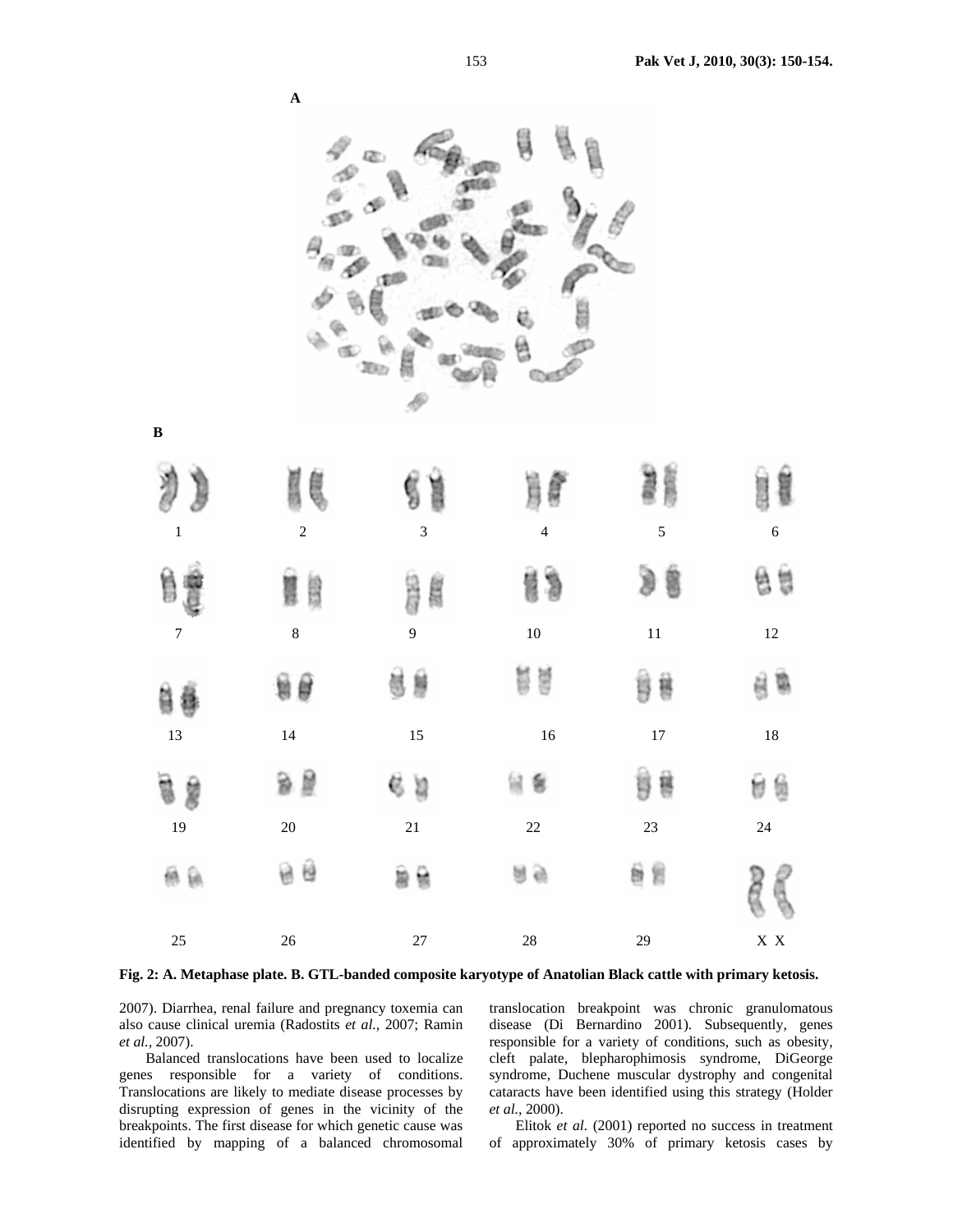A

B

1 2 3 4 5 6

7 8 9 10 11 12

13 14 15 16 17 18

19 20 21 22 23 24

25 26 27 28 29 X X

**Fig. 2: A. Metaphase plate. B. GTL-banded composite karyotype of Anatolian Black cattle with primary ketosis.**

2007). Diarrhea, renal failure and pregnancy toxemia can also cause clinical uremia (Radostits *et al.,* 2007; Ramin *et al.,* 2007).

Balanced translocations have been used to localize genes responsible for a variety of conditions. Translocations are likely to mediate disease processes by disrupting expression of genes in the vicinity of the breakpoints. The first disease for which genetic cause was identified by mapping of a balanced chromosomal translocation breakpoint was chronic granulomatous disease (Di Bernardino 2001). Subsequently, genes responsible for a variety of conditions, such as obesity, cleft palate, blepharophimosis syndrome, DiGeorge syndrome, Duchene muscular dystrophy and congenital cataracts have been identified using this strategy (Holder *et al.,* 2000).

Elitok *et al.* (2001) reported no success in treatment of approximately 30% of primary ketosis cases by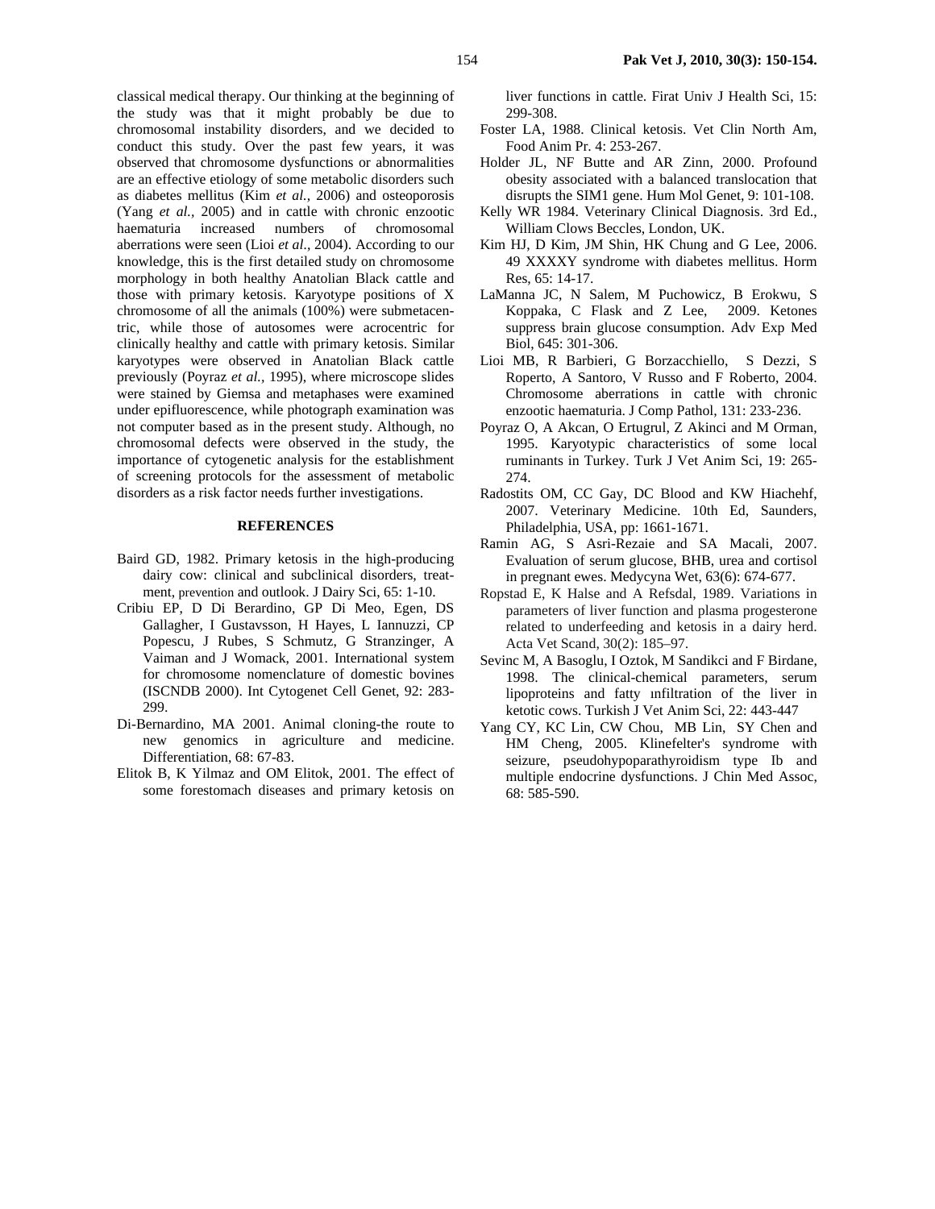classical medical therapy. Our thinking at the beginning of the study was that it might probably be due to chromosomal instability disorders, and we decided to conduct this study. Over the past few years, it was observed that chromosome dysfunctions or abnormalities are an effective etiology of some metabolic disorders such as diabetes mellitus (Kim *et al.,* 2006) and osteoporosis (Yang *et al.,* 2005) and in cattle with chronic enzootic haematuria increased numbers of chromosomal aberrations were seen (Lioi *et al*., 2004). According to our knowledge, this is the first detailed study on chromosome morphology in both healthy Anatolian Black cattle and those with primary ketosis. Karyotype positions of X chromosome of all the animals (100%) were submetacentric, while those of autosomes were acrocentric for clinically healthy and cattle with primary ketosis. Similar karyotypes were observed in Anatolian Black cattle previously (Poyraz *et al.*, 1995), where microscope slides were stained by Giemsa and metaphases were examined under epifluorescence, while photograph examination was not computer based as in the present study. Although, no chromosomal defects were observed in the study, the importance of cytogenetic analysis for the establishment of screening protocols for the assessment of metabolic disorders as a risk factor needs further investigations.

## REFERENCES

Baird GD, 1982. Primary ketosis in the high-producing dairy cow: clinical and subclinical disorders, treatment, prevention and outlook. J Dairy Sci, 65: 1-10.

Cribiu EP, D Di Berardino, GP Di Meo, Egen, DS Gallagher, I Gustavsson, H Hayes, L Iannuzzi, CP Popescu, J Rubes, S Schmutz, G Stranzinger, A Vaiman and J Womack, 2001. International system for chromosome nomenclature of domestic bovines (ISCNDB 2000). Int Cytogenet Cell Genet, 92: 283-299.

Di-Bernardino, MA 2001. Animal cloning-the route to new genomics in agriculture and medicine. Differentiation, 68: 67-83.

Elitok B, K Yilmaz and OM Elitok, 2001. The effect of some forestomach diseases and primary ketosis on liver functions in cattle. Firat Univ J Health Sci, 15: 299-308.

Foster LA, 1988. Clinical ketosis. Vet Clin North Am, Food Anim Pr. 4: 253-267.

Holder JL, NF Butte and AR Zinn, 2000. Profound obesity associated with a balanced translocation that disrupts the SIM1 gene. Hum Mol Genet, 9: 101-108.

Kelly WR 1984. Veterinary Clinical Diagnosis. 3rd Ed., William Clows Beccles, London, UK.

Kim HJ, D Kim, JM Shin, HK Chung and G Lee, 2006. 49 XXXXY syndrome with diabetes mellitus. Horm Res, 65: 14-17.

LaManna JC, N Salem, M Puchowicz, B Erokwu, S Koppaka, C Flask and Z Lee, 2009. Ketones suppress brain glucose consumption. Adv Exp Med Biol, 645: 301-306.

Lioi MB, R Barbieri, G Borzacchiello, S Dezzi, S Roperto, A Santoro, V Russo and F Roberto, 2004. Chromosome aberrations in cattle with chronic enzootic haematuria. J Comp Pathol, 131: 233-236.

Poyraz O, A Akcan, O Ertugrul, Z Akinci and M Orman, 1995. Karyotypic characteristics of some local ruminants in Turkey. Turk J Vet Anim Sci, 19: 265-274.

Radostits OM, CC Gay, DC Blood and KW Hiachehf, 2007. Veterinary Medicine. 10th Ed, Saunders, Philadelphia, USA, pp: 1661-1671.

Ramin AG, S Asri-Rezaie and SA Macali, 2007. Evaluation of serum glucose, BHB, urea and cortisol in pregnant ewes. Medycyna Wet, 63(6): 674-677.

Ropstad E, K Halse and A Refsdal, 1989. Variations in parameters of liver function and plasma progesterone related to underfeeding and ketosis in a dairy herd. Acta Vet Scand, 30(2): 185–97.

Sevinc M, A Basoglu, I Oztok, M Sandikci and F Birdane, 1998. The clinical-chemical parameters, serum lipoproteins and fatty ınfiltration of the liver in ketotic cows. Turkish J Vet Anim Sci, 22: 443-447

Yang CY, KC Lin, CW Chou, MB Lin, SY Chen and HM Cheng, 2005. Klinefelter's syndrome with seizure, pseudohypoparathyroidism type Ib and multiple endocrine dysfunctions. J Chin Med Assoc, 68: 585-590.